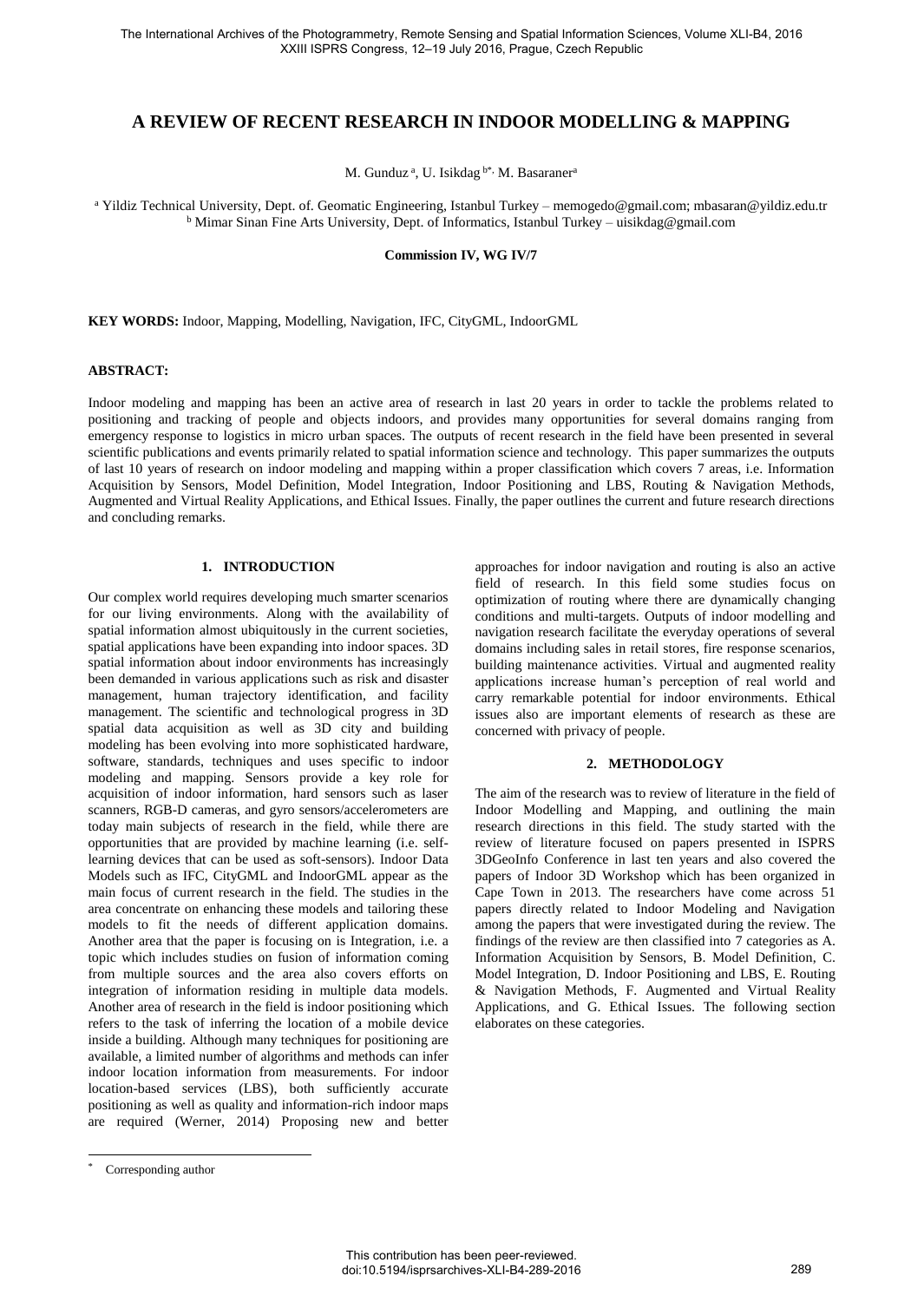# A REVIEW OF RECENT RESEARCH IN INDOOR MODELLING & MAPPING

M. Gunduz [a], U. Isikdag [b*], M. Basaraner[a]

[a] Yildiz Technical University, Dept. of. Geomatic Engineering, Istanbul Turkey – memogedo@gmail.com; mbasaran@yildiz.edu.tr
[b] Mimar Sinan Fine Arts University, Dept. of Informatics, Istanbul Turkey – uisikdag@gmail.com

**Commission IV, WG IV/7**

**KEY WORDS:** Indoor, Mapping, Modelling, Navigation, IFC, CityGML, IndoorGML

**ABSTRACT:**

Indoor modeling and mapping has been an active area of research in last 20 years in order to tackle the problems related to positioning and tracking of people and objects indoors, and provides many opportunities for several domains ranging from emergency response to logistics in micro urban spaces. The outputs of recent research in the field have been presented in several scientific publications and events primarily related to spatial information science and technology. This paper summarizes the outputs of last 10 years of research on indoor modeling and mapping within a proper classification which covers 7 areas, i.e. Information Acquisition by Sensors, Model Definition, Model Integration, Indoor Positioning and LBS, Routing & Navigation Methods, Augmented and Virtual Reality Applications, and Ethical Issues. Finally, the paper outlines the current and future research directions and concluding remarks.

## 1. INTRODUCTION

Our complex world requires developing much smarter scenarios for our living environments. Along with the availability of spatial information almost ubiquitously in the current societies, spatial applications have been expanding into indoor spaces. 3D spatial information about indoor environments has increasingly been demanded in various applications such as risk and disaster management, human trajectory identification, and facility management. The scientific and technological progress in 3D spatial data acquisition as well as 3D city and building modeling has been evolving into more sophisticated hardware, software, standards, techniques and uses specific to indoor modeling and mapping. Sensors provide a key role for acquisition of indoor information, hard sensors such as laser scanners, RGB-D cameras, and gyro sensors/accelerometers are today main subjects of research in the field, while there are opportunities that are provided by machine learning (i.e. self-learning devices that can be used as soft-sensors). Indoor Data Models such as IFC, CityGML and IndoorGML appear as the main focus of current research in the field. The studies in the area concentrate on enhancing these models and tailoring these models to fit the needs of different application domains. Another area that the paper is focusing on is Integration, i.e. a topic which includes studies on fusion of information coming from multiple sources and the area also covers efforts on integration of information residing in multiple data models. Another area of research in the field is indoor positioning which refers to the task of inferring the location of a mobile device inside a building. Although many techniques for positioning are available, a limited number of algorithms and methods can infer indoor location information from measurements. For indoor location-based services (LBS), both sufficiently accurate positioning as well as quality and information-rich indoor maps are required (Werner, 2014) Proposing new and better approaches for indoor navigation and routing is also an active field of research. In this field some studies focus on optimization of routing where there are dynamically changing conditions and multi-targets. Outputs of indoor modelling and navigation research facilitate the everyday operations of several domains including sales in retail stores, fire response scenarios, building maintenance activities. Virtual and augmented reality applications increase human's perception of real world and carry remarkable potential for indoor environments. Ethical issues also are important elements of research as these are concerned with privacy of people.

## 2. METHODOLOGY

The aim of the research was to review of literature in the field of Indoor Modelling and Mapping, and outlining the main research directions in this field. The study started with the review of literature focused on papers presented in ISPRS 3DGeoInfo Conference in last ten years and also covered the papers of Indoor 3D Workshop which has been organized in Cape Town in 2013. The researchers have come across 51 papers directly related to Indoor Modeling and Navigation among the papers that were investigated during the review. The findings of the review are then classified into 7 categories as A. Information Acquisition by Sensors, B. Model Definition, C. Model Integration, D. Indoor Positioning and LBS, E. Routing & Navigation Methods, F. Augmented and Virtual Reality Applications, and G. Ethical Issues. The following section elaborates on these categories.

[*] Corresponding author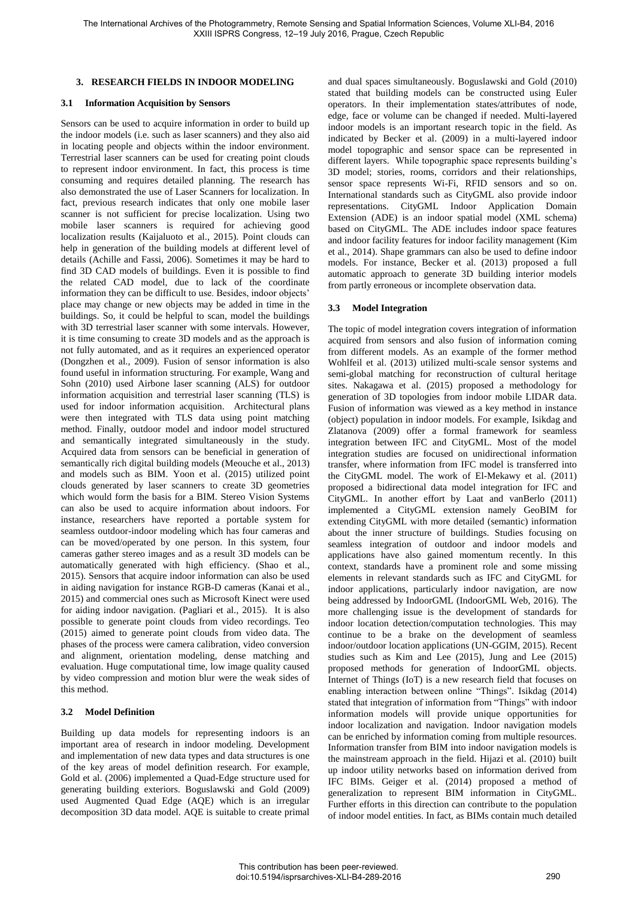## 3. RESEARCH FIELDS IN INDOOR MODELING

### 3.1 Information Acquisition by Sensors

Sensors can be used to acquire information in order to build up the indoor models (i.e. such as laser scanners) and they also aid in locating people and objects within the indoor environment. Terrestrial laser scanners can be used for creating point clouds to represent indoor environment. In fact, this process is time consuming and requires detailed planning. The research has also demonstrated the use of Laser Scanners for localization. In fact, previous research indicates that only one mobile laser scanner is not sufficient for precise localization. Using two mobile laser scanners is required for achieving good localization results (Kaijaluoto et al., 2015). Point clouds can help in generation of the building models at different level of details (Achille and Fassi, 2006). Sometimes it may be hard to find 3D CAD models of buildings. Even it is possible to find the related CAD model, due to lack of the coordinate information they can be difficult to use. Besides, indoor objects' place may change or new objects may be added in time in the buildings. So, it could be helpful to scan, model the buildings with 3D terrestrial laser scanner with some intervals. However, it is time consuming to create 3D models and as the approach is not fully automated, and as it requires an experienced operator (Dongzhen et al., 2009). Fusion of sensor information is also found useful in information structuring. For example, Wang and Sohn (2010) used Airbone laser scanning (ALS) for outdoor information acquisition and terrestrial laser scanning (TLS) is used for indoor information acquisition. Architectural plans were then integrated with TLS data using point matching method. Finally, outdoor model and indoor model structured and semantically integrated simultaneously in the study. Acquired data from sensors can be beneficial in generation of semantically rich digital building models (Meouche et al., 2013) and models such as BIM. Yoon et al. (2015) utilized point clouds generated by laser scanners to create 3D geometries which would form the basis for a BIM. Stereo Vision Systems can also be used to acquire information about indoors. For instance, researchers have reported a portable system for seamless outdoor-indoor modeling which has four cameras and can be moved/operated by one person. In this system, four cameras gather stereo images and as a result 3D models can be automatically generated with high efficiency. (Shao et al., 2015). Sensors that acquire indoor information can also be used in aiding navigation for instance RGB-D cameras (Kanai et al., 2015) and commercial ones such as Microsoft Kinect were used for aiding indoor navigation. (Pagliari et al., 2015). It is also possible to generate point clouds from video recordings. Teo (2015) aimed to generate point clouds from video data. The phases of the process were camera calibration, video conversion and alignment, orientation modeling, dense matching and evaluation. Huge computational time, low image quality caused by video compression and motion blur were the weak sides of this method.

### 3.2 Model Definition

Building up data models for representing indoors is an important area of research in indoor modeling. Development and implementation of new data types and data structures is one of the key areas of model definition research. For example, Gold et al. (2006) implemented a Quad-Edge structure used for generating building exteriors. Boguslawski and Gold (2009) used Augmented Quad Edge (AQE) which is an irregular decomposition 3D data model. AQE is suitable to create primal and dual spaces simultaneously. Boguslawski and Gold (2010) stated that building models can be constructed using Euler operators. In their implementation states/attributes of node, edge, face or volume can be changed if needed. Multi-layered indoor models is an important research topic in the field. As indicated by Becker et al. (2009) in a multi-layered indoor model topographic and sensor space can be represented in different layers. While topographic space represents building's 3D model; stories, rooms, corridors and their relationships, sensor space represents Wi-Fi, RFID sensors and so on. International standards such as CityGML also provide indoor representations. CityGML Indoor Application Domain Extension (ADE) is an indoor spatial model (XML schema) based on CityGML. The ADE includes indoor space features and indoor facility features for indoor facility management (Kim et al., 2014). Shape grammars can also be used to define indoor models. For instance, Becker et al. (2013) proposed a full automatic approach to generate 3D building interior models from partly erroneous or incomplete observation data.

### 3.3 Model Integration

The topic of model integration covers integration of information acquired from sensors and also fusion of information coming from different models. As an example of the former method Wohlfeil et al. (2013) utilized multi-scale sensor systems and semi-global matching for reconstruction of cultural heritage sites. Nakagawa et al. (2015) proposed a methodology for generation of 3D topologies from indoor mobile LIDAR data. Fusion of information was viewed as a key method in instance (object) population in indoor models. For example, Isikdag and Zlatanova (2009) offer a formal framework for seamless integration between IFC and CityGML. Most of the model integration studies are focused on unidirectional information transfer, where information from IFC model is transferred into the CityGML model. The work of El-Mekawy et al. (2011) proposed a bidirectional data model integration for IFC and CityGML. In another effort by Laat and vanBerlo (2011) implemented a CityGML extension namely GeoBIM for extending CityGML with more detailed (semantic) information about the inner structure of buildings. Studies focusing on seamless integration of outdoor and indoor models and applications have also gained momentum recently. In this context, standards have a prominent role and some missing elements in relevant standards such as IFC and CityGML for indoor applications, particularly indoor navigation, are now being addressed by IndoorGML (IndoorGML Web, 2016). The more challenging issue is the development of standards for indoor location detection/computation technologies. This may continue to be a brake on the development of seamless indoor/outdoor location applications (UN-GGIM, 2015). Recent studies such as Kim and Lee (2015), Jung and Lee (2015) proposed methods for generation of IndoorGML objects. Internet of Things (IoT) is a new research field that focuses on enabling interaction between online "Things". Isikdag (2014) stated that integration of information from "Things" with indoor information models will provide unique opportunities for indoor localization and navigation. Indoor navigation models can be enriched by information coming from multiple resources. Information transfer from BIM into indoor navigation models is the mainstream approach in the field. Hijazi et al. (2010) built up indoor utility networks based on information derived from IFC BIMs. Geiger et al. (2014) proposed a method of generalization to represent BIM information in CityGML. Further efforts in this direction can contribute to the population of indoor model entities. In fact, as BIMs contain much detailed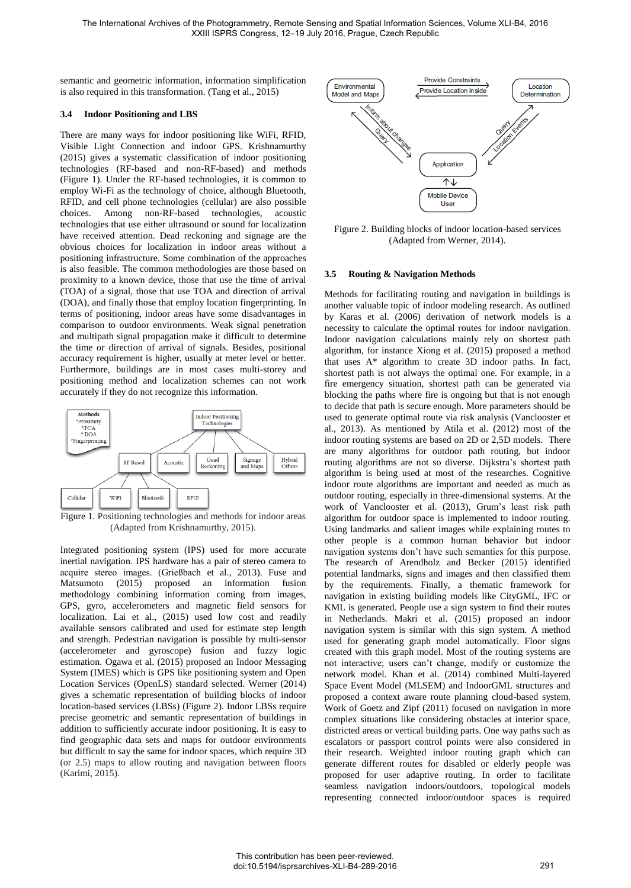semantic and geometric information, information simplification is also required in this transformation. (Tang et al., 2015)

### 3.4 Indoor Positioning and LBS

There are many ways for indoor positioning like WiFi, RFID, Visible Light Connection and indoor GPS. Krishnamurthy (2015) gives a systematic classification of indoor positioning technologies (RF-based and non-RF-based) and methods (Figure 1). Under the RF-based technologies, it is common to employ Wi-Fi as the technology of choice, although Bluetooth, RFID, and cell phone technologies (cellular) are also possible choices. Among non-RF-based technologies, acoustic technologies that use either ultrasound or sound for localization have received attention. Dead reckoning and signage are the obvious choices for localization in indoor areas without a positioning infrastructure. Some combination of the approaches is also feasible. The common methodologies are those based on proximity to a known device, those that use the time of arrival (TOA) of a signal, those that use TOA and direction of arrival (DOA), and finally those that employ location fingerprinting. In terms of positioning, indoor areas have some disadvantages in comparison to outdoor environments. Weak signal penetration and multipath signal propagation make it difficult to determine the time or direction of arrival of signals. Besides, positional accuracy requirement is higher, usually at meter level or better. Furthermore, buildings are in most cases multi-storey and positioning method and localization schemes can not work accurately if they do not recognize this information.

Figure 1. Positioning technologies and methods for indoor areas (Adapted from Krishnamurthy, 2015).

Integrated positioning system (IPS) used for more accurate inertial navigation. IPS hardware has a pair of stereo camera to acquire stereo images. (Grießbach et al., 2013). Fuse and Matsumoto (2015) proposed an information fusion methodology combining information coming from images, GPS, gyro, accelerometers and magnetic field sensors for localization. Lai et al., (2015) used low cost and readily available sensors calibrated and used for estimate step length and strength. Pedestrian navigation is possible by multi-sensor (accelerometer and gyroscope) fusion and fuzzy logic estimation. Ogawa et al. (2015) proposed an Indoor Messaging System (IMES) which is GPS like positioning system and Open Location Services (OpenLS) standard selected. Werner (2014) gives a schematic representation of building blocks of indoor location-based services (LBSs) (Figure 2). Indoor LBSs require precise geometric and semantic representation of buildings in addition to sufficiently accurate indoor positioning. It is easy to find geographic data sets and maps for outdoor environments but difficult to say the same for indoor spaces, which require 3D (or 2.5) maps to allow routing and navigation between floors (Karimi, 2015).

Figure 2. Building blocks of indoor location-based services (Adapted from Werner, 2014).

### 3.5 Routing & Navigation Methods

Methods for facilitating routing and navigation in buildings is another valuable topic of indoor modeling research. As outlined by Karas et al. (2006) derivation of network models is a necessity to calculate the optimal routes for indoor navigation. Indoor navigation calculations mainly rely on shortest path algorithm, for instance Xiong et al. (2015) proposed a method that uses A* algorithm to create 3D indoor paths. In fact, shortest path is not always the optimal one. For example, in a fire emergency situation, shortest path can be generated via blocking the paths where fire is ongoing but that is not enough to decide that path is secure enough. More parameters should be used to generate optimal route via risk analysis (Vanclooster et al., 2013). As mentioned by Atila et al. (2012) most of the indoor routing systems are based on 2D or 2,5D models. There are many routing algorithms for outdoor path routing, but indoor routing algorithms are not so diverse. Dijkstra's shortest path algorithm is being used at most of the researches. Cognitive indoor route algorithms are important and needed as much as outdoor routing, especially in three-dimensional systems. At the work of Vanclooster et al. (2013), Grum's least risk path algorithm for outdoor space is implemented to indoor routing. Using landmarks and salient images while explaining routes to other people is a common human behavior but indoor navigation systems don't have such semantics for this purpose. The research of Arendholz and Becker (2015) identified potential landmarks, signs and images and then classified them by the requirements. Finally, a thematic framework for navigation in existing building models like CityGML, IFC or KML is generated. People use a sign system to find their routes in Netherlands. Makri et al. (2015) proposed an indoor navigation system is similar with this sign system. A method used for generating graph model automatically. Floor signs created with this graph model. Most of the routing systems are not interactive; users can't change, modify or customize the network model. Khan et al. (2014) combined Multi-layered Space Event Model (MLSEM) and IndoorGML structures and proposed a context aware route planning cloud-based system. Work of Goetz and Zipf (2011) focused on navigation in more complex situations like considering obstacles at interior space, districted areas or vertical building parts. One way paths such as escalators or passport control points were also considered in their research. Weighted indoor routing graph which can generate different routes for disabled or elderly people was proposed for user adaptive routing. In order to facilitate seamless navigation indoors/outdoors, topological models representing connected indoor/outdoor spaces is required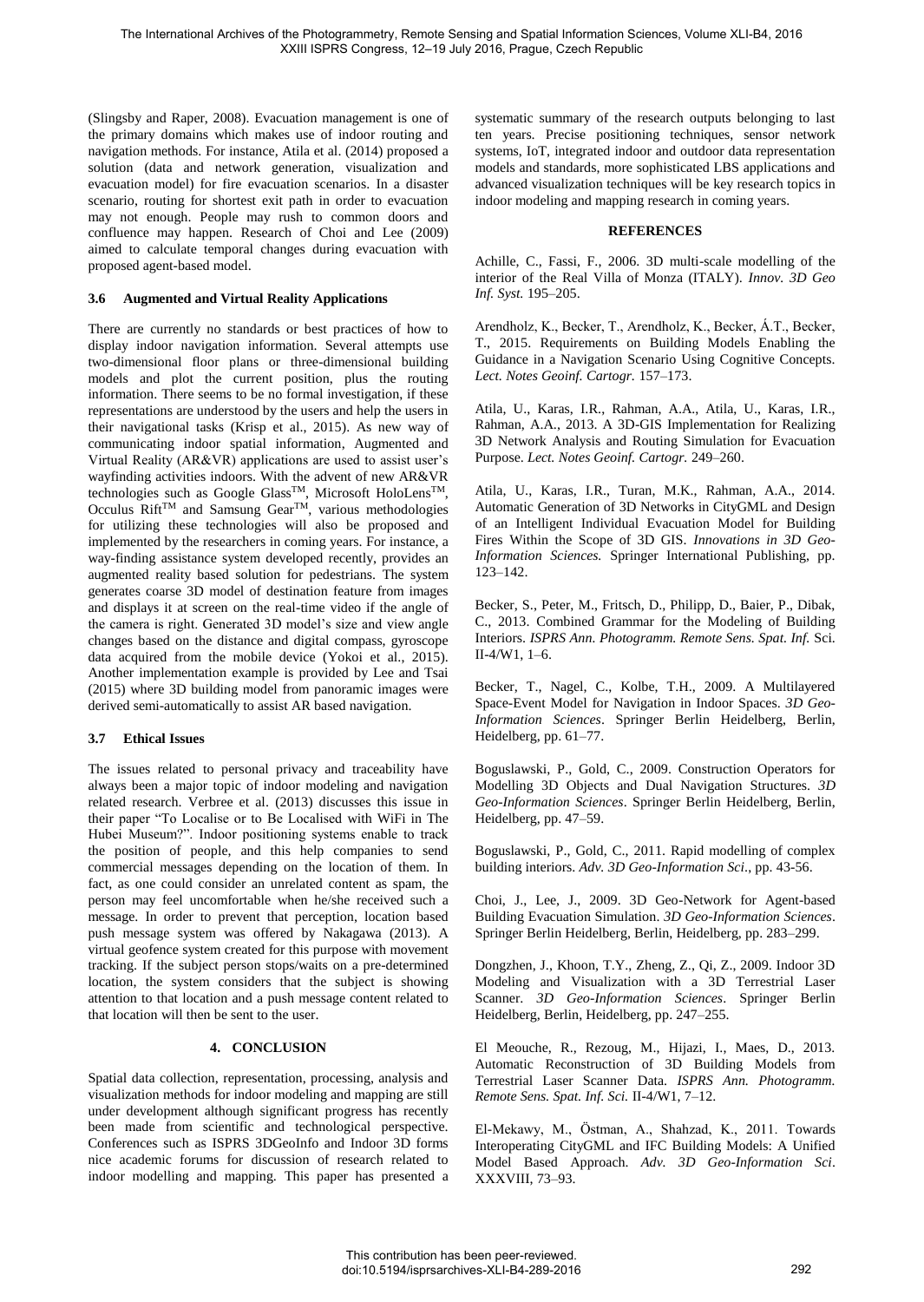(Slingsby and Raper, 2008). Evacuation management is one of the primary domains which makes use of indoor routing and navigation methods. For instance, Atila et al. (2014) proposed a solution (data and network generation, visualization and evacuation model) for fire evacuation scenarios. In a disaster scenario, routing for shortest exit path in order to evacuation may not enough. People may rush to common doors and confluence may happen. Research of Choi and Lee (2009) aimed to calculate temporal changes during evacuation with proposed agent-based model.

### 3.6 Augmented and Virtual Reality Applications

There are currently no standards or best practices of how to display indoor navigation information. Several attempts use two-dimensional floor plans or three-dimensional building models and plot the current position, plus the routing information. There seems to be no formal investigation, if these representations are understood by the users and help the users in their navigational tasks (Krisp et al., 2015). As new way of communicating indoor spatial information, Augmented and Virtual Reality (AR&VR) applications are used to assist user's wayfinding activities indoors. With the advent of new AR&VR technologies such as Google Glass™, Microsoft HoloLens™, Occulus Rift™ and Samsung Gear™, various methodologies for utilizing these technologies will also be proposed and implemented by the researchers in coming years. For instance, a way-finding assistance system developed recently, provides an augmented reality based solution for pedestrians. The system generates coarse 3D model of destination feature from images and displays it at screen on the real-time video if the angle of the camera is right. Generated 3D model's size and view angle changes based on the distance and digital compass, gyroscope data acquired from the mobile device (Yokoi et al., 2015). Another implementation example is provided by Lee and Tsai (2015) where 3D building model from panoramic images were derived semi-automatically to assist AR based navigation.

### 3.7 Ethical Issues

The issues related to personal privacy and traceability have always been a major topic of indoor modeling and navigation related research. Verbree et al. (2013) discusses this issue in their paper "To Localise or to Be Localised with WiFi in The Hubei Museum?". Indoor positioning systems enable to track the position of people, and this help companies to send commercial messages depending on the location of them. In fact, as one could consider an unrelated content as spam, the person may feel uncomfortable when he/she received such a message. In order to prevent that perception, location based push message system was offered by Nakagawa (2013). A virtual geofence system created for this purpose with movement tracking. If the subject person stops/waits on a pre-determined location, the system considers that the subject is showing attention to that location and a push message content related to that location will then be sent to the user.

## 4. CONCLUSION

Spatial data collection, representation, processing, analysis and visualization methods for indoor modeling and mapping are still under development although significant progress has recently been made from scientific and technological perspective. Conferences such as ISPRS 3DGeoInfo and Indoor 3D forms nice academic forums for discussion of research related to indoor modelling and mapping. This paper has presented a systematic summary of the research outputs belonging to last ten years. Precise positioning techniques, sensor network systems, IoT, integrated indoor and outdoor data representation models and standards, more sophisticated LBS applications and advanced visualization techniques will be key research topics in indoor modeling and mapping research in coming years.

## REFERENCES

Achille, C., Fassi, F., 2006. 3D multi-scale modelling of the interior of the Real Villa of Monza (ITALY). *Innov. 3D Geo Inf. Syst.* 195–205.

Arendholz, K., Becker, T., Arendholz, K., Becker, Á.T., Becker, T., 2015. Requirements on Building Models Enabling the Guidance in a Navigation Scenario Using Cognitive Concepts. *Lect. Notes Geoinf. Cartogr.* 157–173.

Atila, U., Karas, I.R., Rahman, A.A., Atila, U., Karas, I.R., Rahman, A.A., 2013. A 3D-GIS Implementation for Realizing 3D Network Analysis and Routing Simulation for Evacuation Purpose. *Lect. Notes Geoinf. Cartogr.* 249–260.

Atila, U., Karas, I.R., Turan, M.K., Rahman, A.A., 2014. Automatic Generation of 3D Networks in CityGML and Design of an Intelligent Individual Evacuation Model for Building Fires Within the Scope of 3D GIS. *Innovations in 3D Geo-Information Sciences.* Springer International Publishing, pp. 123–142.

Becker, S., Peter, M., Fritsch, D., Philipp, D., Baier, P., Dibak, C., 2013. Combined Grammar for the Modeling of Building Interiors. *ISPRS Ann. Photogramm. Remote Sens. Spat. Inf.* Sci. II-4/W1, 1–6.

Becker, T., Nagel, C., Kolbe, T.H., 2009. A Multilayered Space-Event Model for Navigation in Indoor Spaces. *3D Geo-Information Sciences*. Springer Berlin Heidelberg, Berlin, Heidelberg, pp. 61–77.

Boguslawski, P., Gold, C., 2009. Construction Operators for Modelling 3D Objects and Dual Navigation Structures. *3D Geo-Information Sciences*. Springer Berlin Heidelberg, Berlin, Heidelberg, pp. 47–59.

Boguslawski, P., Gold, C., 2011. Rapid modelling of complex building interiors. *Adv. 3D Geo-Information Sci.*, pp. 43-56.

Choi, J., Lee, J., 2009. 3D Geo-Network for Agent-based Building Evacuation Simulation. *3D Geo-Information Sciences*. Springer Berlin Heidelberg, Berlin, Heidelberg, pp. 283–299.

Dongzhen, J., Khoon, T.Y., Zheng, Z., Qi, Z., 2009. Indoor 3D Modeling and Visualization with a 3D Terrestrial Laser Scanner. *3D Geo-Information Sciences*. Springer Berlin Heidelberg, Berlin, Heidelberg, pp. 247–255.

El Meouche, R., Rezoug, M., Hijazi, I., Maes, D., 2013. Automatic Reconstruction of 3D Building Models from Terrestrial Laser Scanner Data. *ISPRS Ann. Photogramm. Remote Sens. Spat. Inf. Sci.* II-4/W1, 7–12.

El-Mekawy, M., Östman, A., Shahzad, K., 2011. Towards Interoperating CityGML and IFC Building Models: A Unified Model Based Approach. *Adv. 3D Geo-Information Sci*. XXXVIII, 73–93.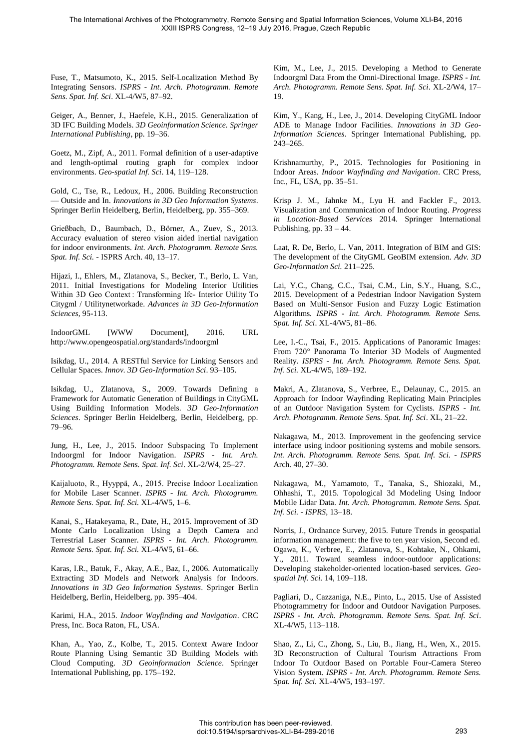Fuse, T., Matsumoto, K., 2015. Self-Localization Method By Integrating Sensors. *ISPRS - Int. Arch. Photogramm. Remote Sens. Spat. Inf. Sci*. XL-4/W5, 87–92.

Geiger, A., Benner, J., Haefele, K.H., 2015. Generalization of 3D IFC Building Models. *3D Geoinformation Science. Springer International Publishing*, pp. 19–36.

Goetz, M., Zipf, A., 2011. Formal definition of a user-adaptive and length-optimal routing graph for complex indoor environments. *Geo-spatial Inf. Sci*. 14, 119–128.

Gold, C., Tse, R., Ledoux, H., 2006. Building Reconstruction — Outside and In. *Innovations in 3D Geo Information Systems*. Springer Berlin Heidelberg, Berlin, Heidelberg, pp. 355–369.

Grießbach, D., Baumbach, D., Börner, A., Zuev, S., 2013. Accuracy evaluation of stereo vision aided inertial navigation for indoor environments. *Int. Arch. Photogramm. Remote Sens. Spat. Inf. Sci.* - ISPRS Arch. 40, 13–17.

Hijazi, I., Ehlers, M., Zlatanova, S., Becker, T., Berlo, L. Van, 2011. Initial Investigations for Modeling Interior Utilities Within 3D Geo Context : Transforming Ifc- Interior Utility To Citygml / Utilitynetworkade. *Advances in 3D Geo-Information Sciences*, 95-113.

IndoorGML [WWW Document], 2016. URL http://www.opengeospatial.org/standards/indoorgml

Isikdag, U., 2014. A RESTful Service for Linking Sensors and Cellular Spaces. *Innov. 3D Geo-Information Sci*. 93–105.

Isikdag, U., Zlatanova, S., 2009. Towards Defining a Framework for Automatic Generation of Buildings in CityGML Using Building Information Models. *3D Geo-Information Sciences*. Springer Berlin Heidelberg, Berlin, Heidelberg, pp. 79–96.

Jung, H., Lee, J., 2015. Indoor Subspacing To Implement Indoorgml for Indoor Navigation. *ISPRS - Int. Arch. Photogramm. Remote Sens. Spat. Inf. Sci*. XL-2/W4, 25–27.

Kaijaluoto, R., Hyyppä, A., 2015. Precise Indoor Localization for Mobile Laser Scanner. *ISPRS - Int. Arch. Photogramm. Remote Sens. Spat. Inf. Sci.* XL-4/W5, 1–6.

Kanai, S., Hatakeyama, R., Date, H., 2015. Improvement of 3D Monte Carlo Localization Using a Depth Camera and Terrestrial Laser Scanner. *ISPRS - Int. Arch. Photogramm. Remote Sens. Spat. Inf. Sci.* XL-4/W5, 61–66.

Karas, I.R., Batuk, F., Akay, A.E., Baz, I., 2006. Automatically Extracting 3D Models and Network Analysis for Indoors. *Innovations in 3D Geo Information Systems*. Springer Berlin Heidelberg, Berlin, Heidelberg, pp. 395–404.

Karimi, H.A., 2015. *Indoor Wayfinding and Navigation*. CRC Press, Inc. Boca Raton, FL, USA.

Khan, A., Yao, Z., Kolbe, T., 2015. Context Aware Indoor Route Planning Using Semantic 3D Building Models with Cloud Computing. *3D Geoinformation Science*. Springer International Publishing, pp. 175–192.

Kim, M., Lee, J., 2015. Developing a Method to Generate Indoorgml Data From the Omni-Directional Image. *ISPRS - Int. Arch. Photogramm. Remote Sens. Spat. Inf. Sci*. XL-2/W4, 17–19.

Kim, Y., Kang, H., Lee, J., 2014. Developing CityGML Indoor ADE to Manage Indoor Facilities. *Innovations in 3D Geo-Information Sciences*. Springer International Publishing, pp. 243–265.

Krishnamurthy, P., 2015. Technologies for Positioning in Indoor Areas. *Indoor Wayfinding and Navigation*. CRC Press, Inc., FL, USA, pp. 35–51.

Krisp J. M., Jahnke M., Lyu H. and Fackler F., 2013. Visualization and Communication of Indoor Routing. *Progress in Location-Based Services* 2014. Springer International Publishing, pp. 33 – 44.

Laat, R. De, Berlo, L. Van, 2011. Integration of BIM and GIS: The development of the CityGML GeoBIM extension. *Adv. 3D Geo-Information Sci.* 211–225.

Lai, Y.C., Chang, C.C., Tsai, C.M., Lin, S.Y., Huang, S.C., 2015. Development of a Pedestrian Indoor Navigation System Based on Multi-Sensor Fusion and Fuzzy Logic Estimation Algorithms. *ISPRS - Int. Arch. Photogramm. Remote Sens. Spat. Inf. Sci*. XL-4/W5, 81–86.

Lee, I.-C., Tsai, F., 2015. Applications of Panoramic Images: From 720° Panorama To Interior 3D Models of Augmented Reality. *ISPRS - Int. Arch. Photogramm. Remote Sens. Spat. Inf. Sci.* XL-4/W5, 189–192.

Makri, A., Zlatanova, S., Verbree, E., Delaunay, C., 2015. an Approach for Indoor Wayfinding Replicating Main Principles of an Outdoor Navigation System for Cyclists. *ISPRS - Int. Arch. Photogramm. Remote Sens. Spat. Inf. Sci*. XL, 21–22.

Nakagawa, M., 2013. Improvement in the geofencing service interface using indoor positioning systems and mobile sensors. *Int. Arch. Photogramm. Remote Sens. Spat. Inf. Sci. - ISPRS* Arch. 40, 27–30.

Nakagawa, M., Yamamoto, T., Tanaka, S., Shiozaki, M., Ohhashi, T., 2015. Topological 3d Modeling Using Indoor Mobile Lidar Data. *Int. Arch. Photogramm. Remote Sens. Spat. Inf. Sci. - ISPRS*, 13–18.

Norris, J., Ordnance Survey, 2015. Future Trends in geospatial information management: the five to ten year vision, Second ed.

Ogawa, K., Verbree, E., Zlatanova, S., Kohtake, N., Ohkami, Y., 2011. Toward seamless indoor-outdoor applications: Developing stakeholder-oriented location-based services. *Geo-spatial Inf. Sci.* 14, 109–118.

Pagliari, D., Cazzaniga, N.E., Pinto, L., 2015. Use of Assisted Photogrammetry for Indoor and Outdoor Navigation Purposes. *ISPRS - Int. Arch. Photogramm. Remote Sens. Spat. Inf. Sci*. XL-4/W5, 113–118.

Shao, Z., Li, C., Zhong, S., Liu, B., Jiang, H., Wen, X., 2015. 3D Reconstruction of Cultural Tourism Attractions From Indoor To Outdoor Based on Portable Four-Camera Stereo Vision System. *ISPRS - Int. Arch. Photogramm. Remote Sens. Spat. Inf. Sci.* XL-4/W5, 193–197.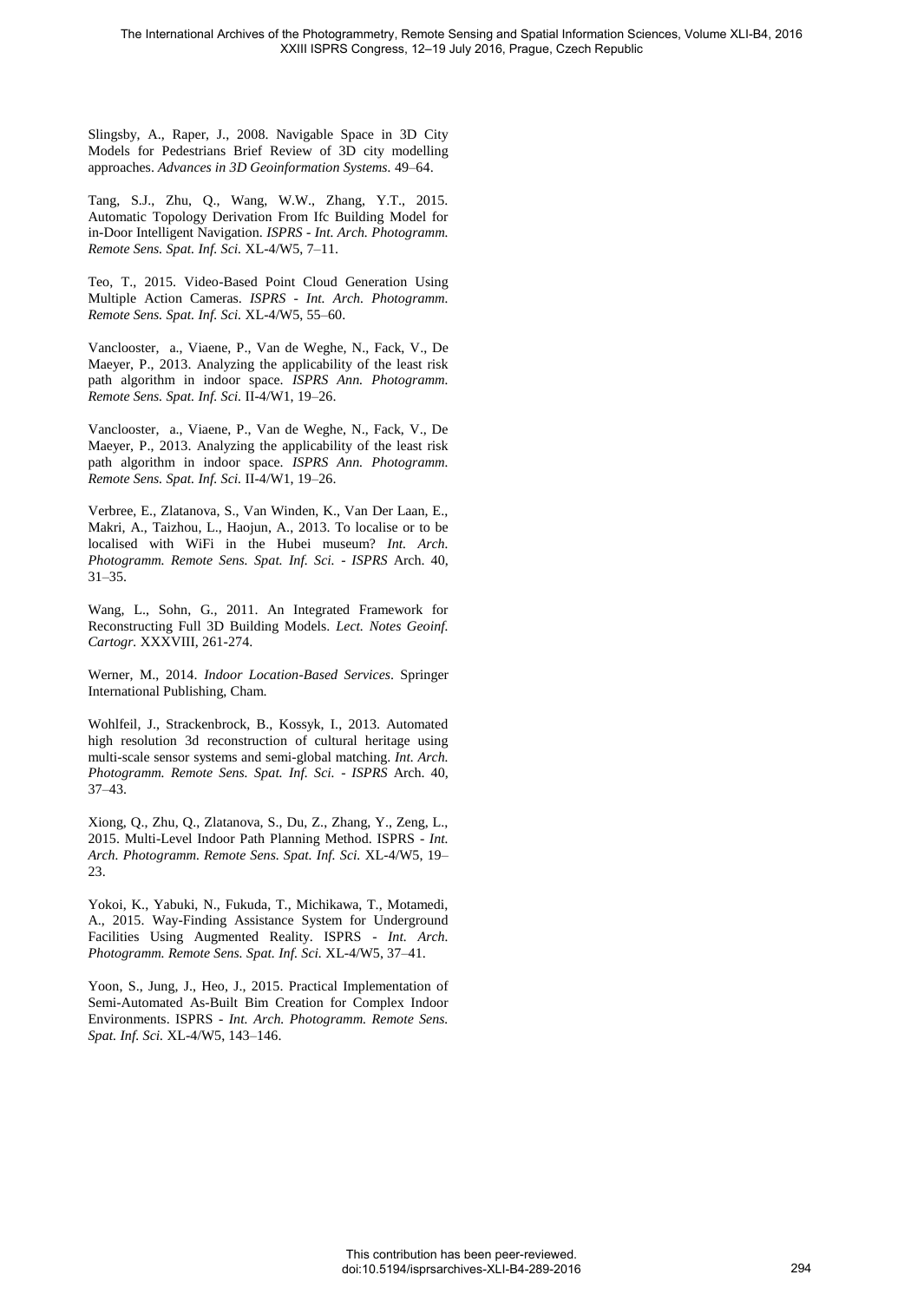Slingsby, A., Raper, J., 2008. Navigable Space in 3D City Models for Pedestrians Brief Review of 3D city modelling approaches. *Advances in 3D Geoinformation Systems.* 49–64.

Tang, S.J., Zhu, Q., Wang, W.W., Zhang, Y.T., 2015. Automatic Topology Derivation From Ifc Building Model for in-Door Intelligent Navigation. *ISPRS - Int. Arch. Photogramm. Remote Sens. Spat. Inf. Sci.* XL-4/W5, 7–11.

Teo, T., 2015. Video-Based Point Cloud Generation Using Multiple Action Cameras. *ISPRS - Int. Arch. Photogramm. Remote Sens. Spat. Inf. Sci.* XL-4/W5, 55–60.

Vanclooster, a., Viaene, P., Van de Weghe, N., Fack, V., De Maeyer, P., 2013. Analyzing the applicability of the least risk path algorithm in indoor space. *ISPRS Ann. Photogramm. Remote Sens. Spat. Inf. Sci.* II-4/W1, 19–26.

Vanclooster, a., Viaene, P., Van de Weghe, N., Fack, V., De Maeyer, P., 2013. Analyzing the applicability of the least risk path algorithm in indoor space. *ISPRS Ann. Photogramm. Remote Sens. Spat. Inf. Sci.* II-4/W1, 19–26.

Verbree, E., Zlatanova, S., Van Winden, K., Van Der Laan, E., Makri, A., Taizhou, L., Haojun, A., 2013. To localise or to be localised with WiFi in the Hubei museum? *Int. Arch. Photogramm. Remote Sens. Spat. Inf. Sci. - ISPRS* Arch. 40, 31–35.

Wang, L., Sohn, G., 2011. An Integrated Framework for Reconstructing Full 3D Building Models. *Lect. Notes Geoinf. Cartogr.* XXXVIII, 261-274.

Werner, M., 2014. *Indoor Location-Based Services*. Springer International Publishing, Cham.

Wohlfeil, J., Strackenbrock, B., Kossyk, I., 2013. Automated high resolution 3d reconstruction of cultural heritage using multi-scale sensor systems and semi-global matching. *Int. Arch. Photogramm. Remote Sens. Spat. Inf. Sci. - ISPRS* Arch. 40, 37–43.

Xiong, Q., Zhu, Q., Zlatanova, S., Du, Z., Zhang, Y., Zeng, L., 2015. Multi-Level Indoor Path Planning Method. ISPRS - *Int. Arch. Photogramm. Remote Sens. Spat. Inf. Sci.* XL-4/W5, 19–23.

Yokoi, K., Yabuki, N., Fukuda, T., Michikawa, T., Motamedi, A., 2015. Way-Finding Assistance System for Underground Facilities Using Augmented Reality. ISPRS - *Int. Arch. Photogramm. Remote Sens. Spat. Inf. Sci.* XL-4/W5, 37–41.

Yoon, S., Jung, J., Heo, J., 2015. Practical Implementation of Semi-Automated As-Built Bim Creation for Complex Indoor Environments. ISPRS - *Int. Arch. Photogramm. Remote Sens. Spat. Inf. Sci.* XL-4/W5, 143–146.